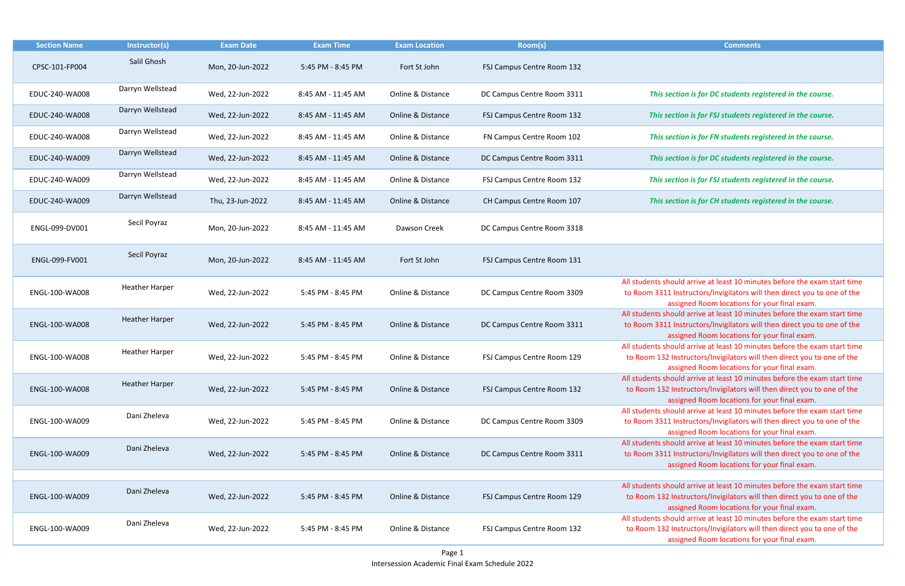| Section Name | Instructor(s) | Exam Date | Exam Time | Exam Location | Room(s) | Comments |
|---|---|---|---|---|---|---|
| CPSC-101-FP004 | Salil Ghosh | Mon, 20-Jun-2022 | 5:45 PM - 8:45 PM | Fort St John | FSJ Campus Centre Room 132 | |
| EDUC-240-WA008 | Darryn Wellstead | Wed, 22-Jun-2022 | 8:45 AM - 11:45 AM | Online & Distance | DC Campus Centre Room 3311 | *This section is for DC students registered in the course.* |
| EDUC-240-WA008 | Darryn Wellstead | Wed, 22-Jun-2022 | 8:45 AM - 11:45 AM | Online & Distance | FSJ Campus Centre Room 132 | *This section is for FSJ students registered in the course.* |
| EDUC-240-WA008 | Darryn Wellstead | Wed, 22-Jun-2022 | 8:45 AM - 11:45 AM | Online & Distance | FN Campus Centre Room 102 | *This section is for FN students registered in the course.* |
| EDUC-240-WA009 | Darryn Wellstead | Wed, 22-Jun-2022 | 8:45 AM - 11:45 AM | Online & Distance | DC Campus Centre Room 3311 | *This section is for DC students registered in the course.* |
| EDUC-240-WA009 | Darryn Wellstead | Wed, 22-Jun-2022 | 8:45 AM - 11:45 AM | Online & Distance | FSJ Campus Centre Room 132 | *This section is for FSJ students registered in the course.* |
| EDUC-240-WA009 | Darryn Wellstead | Thu, 23-Jun-2022 | 8:45 AM - 11:45 AM | Online & Distance | CH Campus Centre Room 107 | *This section is for CH students registered in the course.* |
| ENGL-099-DV001 | Secil Poyraz | Mon, 20-Jun-2022 | 8:45 AM - 11:45 AM | Dawson Creek | DC Campus Centre Room 3318 | |
| ENGL-099-FV001 | Secil Poyraz | Mon, 20-Jun-2022 | 8:45 AM - 11:45 AM | Fort St John | FSJ Campus Centre Room 131 | |
| ENGL-100-WA008 | Heather Harper | Wed, 22-Jun-2022 | 5:45 PM - 8:45 PM | Online & Distance | DC Campus Centre Room 3309 | All students should arrive at least 10 minutes before the exam start time to Room 3311 Instructors/Invigilators will then direct you to one of the assigned Room locations for your final exam. |
| ENGL-100-WA008 | Heather Harper | Wed, 22-Jun-2022 | 5:45 PM - 8:45 PM | Online & Distance | DC Campus Centre Room 3311 | All students should arrive at least 10 minutes before the exam start time to Room 3311 Instructors/Invigilators will then direct you to one of the assigned Room locations for your final exam. |
| ENGL-100-WA008 | Heather Harper | Wed, 22-Jun-2022 | 5:45 PM - 8:45 PM | Online & Distance | FSJ Campus Centre Room 129 | All students should arrive at least 10 minutes before the exam start time to Room 132 Instructors/Invigilators will then direct you to one of the assigned Room locations for your final exam. |
| ENGL-100-WA008 | Heather Harper | Wed, 22-Jun-2022 | 5:45 PM - 8:45 PM | Online & Distance | FSJ Campus Centre Room 132 | All students should arrive at least 10 minutes before the exam start time to Room 132 Instructors/Invigilators will then direct you to one of the assigned Room locations for your final exam. |
| ENGL-100-WA009 | Dani Zheleva | Wed, 22-Jun-2022 | 5:45 PM - 8:45 PM | Online & Distance | DC Campus Centre Room 3309 | All students should arrive at least 10 minutes before the exam start time to Room 3311 Instructors/Invigilators will then direct you to one of the assigned Room locations for your final exam. |
| ENGL-100-WA009 | Dani Zheleva | Wed, 22-Jun-2022 | 5:45 PM - 8:45 PM | Online & Distance | DC Campus Centre Room 3311 | All students should arrive at least 10 minutes before the exam start time to Room 3311 Instructors/Invigilators will then direct you to one of the assigned Room locations for your final exam. |
| | | | | | | |
| ENGL-100-WA009 | Dani Zheleva | Wed, 22-Jun-2022 | 5:45 PM - 8:45 PM | Online & Distance | FSJ Campus Centre Room 129 | All students should arrive at least 10 minutes before the exam start time to Room 132 Instructors/Invigilators will then direct you to one of the assigned Room locations for your final exam. |
| ENGL-100-WA009 | Dani Zheleva | Wed, 22-Jun-2022 | 5:45 PM - 8:45 PM | Online & Distance | FSJ Campus Centre Room 132 | All students should arrive at least 10 minutes before the exam start time to Room 132 Instructors/Invigilators will then direct you to one of the assigned Room locations for your final exam. |

Intersession Academic Final Exam Schedule 2022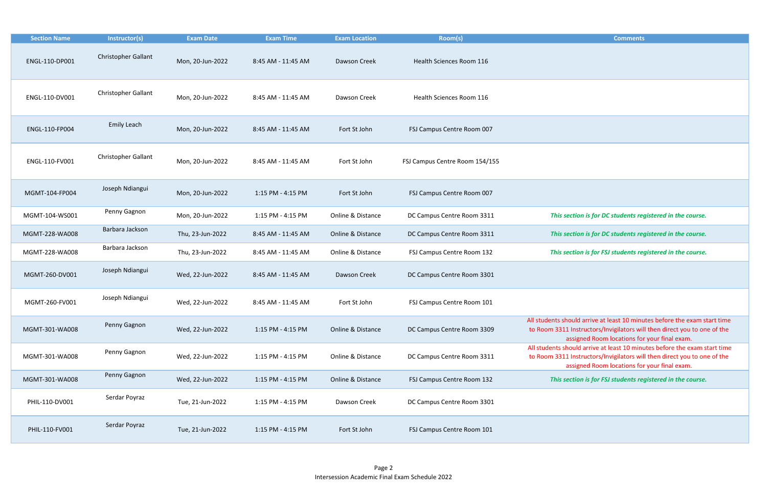| Section Name | Instructor(s) | Exam Date | Exam Time | Exam Location | Room(s) | Comments |
| --- | --- | --- | --- | --- | --- | --- |
| ENGL-110-DP001 | Christopher Gallant | Mon, 20-Jun-2022 | 8:45 AM - 11:45 AM | Dawson Creek | Health Sciences Room 116 | |
| ENGL-110-DV001 | Christopher Gallant | Mon, 20-Jun-2022 | 8:45 AM - 11:45 AM | Dawson Creek | Health Sciences Room 116 | |
| ENGL-110-FP004 | Emily Leach | Mon, 20-Jun-2022 | 8:45 AM - 11:45 AM | Fort St John | FSJ Campus Centre Room 007 | |
| ENGL-110-FV001 | Christopher Gallant | Mon, 20-Jun-2022 | 8:45 AM - 11:45 AM | Fort St John | FSJ Campus Centre Room 154/155 | |
| MGMT-104-FP004 | Joseph Ndiangui | Mon, 20-Jun-2022 | 1:15 PM - 4:15 PM | Fort St John | FSJ Campus Centre Room 007 | |
| MGMT-104-WS001 | Penny Gagnon | Mon, 20-Jun-2022 | 1:15 PM - 4:15 PM | Online & Distance | DC Campus Centre Room 3311 | ***This section is for DC students registered in the course.*** |
| MGMT-228-WA008 | Barbara Jackson | Thu, 23-Jun-2022 | 8:45 AM - 11:45 AM | Online & Distance | DC Campus Centre Room 3311 | ***This section is for DC students registered in the course.*** |
| MGMT-228-WA008 | Barbara Jackson | Thu, 23-Jun-2022 | 8:45 AM - 11:45 AM | Online & Distance | FSJ Campus Centre Room 132 | ***This section is for FSJ students registered in the course.*** |
| MGMT-260-DV001 | Joseph Ndiangui | Wed, 22-Jun-2022 | 8:45 AM - 11:45 AM | Dawson Creek | DC Campus Centre Room 3301 | |
| MGMT-260-FV001 | Joseph Ndiangui | Wed, 22-Jun-2022 | 8:45 AM - 11:45 AM | Fort St John | FSJ Campus Centre Room 101 | |
| MGMT-301-WA008 | Penny Gagnon | Wed, 22-Jun-2022 | 1:15 PM - 4:15 PM | Online & Distance | DC Campus Centre Room 3309 | All students should arrive at least 10 minutes before the exam start time to Room 3311 Instructors/Invigilators will then direct you to one of the assigned Room locations for your final exam. |
| MGMT-301-WA008 | Penny Gagnon | Wed, 22-Jun-2022 | 1:15 PM - 4:15 PM | Online & Distance | DC Campus Centre Room 3311 | All students should arrive at least 10 minutes before the exam start time to Room 3311 Instructors/Invigilators will then direct you to one of the assigned Room locations for your final exam. |
| MGMT-301-WA008 | Penny Gagnon | Wed, 22-Jun-2022 | 1:15 PM - 4:15 PM | Online & Distance | FSJ Campus Centre Room 132 | ***This section is for FSJ students registered in the course.*** |
| PHIL-110-DV001 | Serdar Poyraz | Tue, 21-Jun-2022 | 1:15 PM - 4:15 PM | Dawson Creek | DC Campus Centre Room 3301 | |
| PHIL-110-FV001 | Serdar Poyraz | Tue, 21-Jun-2022 | 1:15 PM - 4:15 PM | Fort St John | FSJ Campus Centre Room 101 | |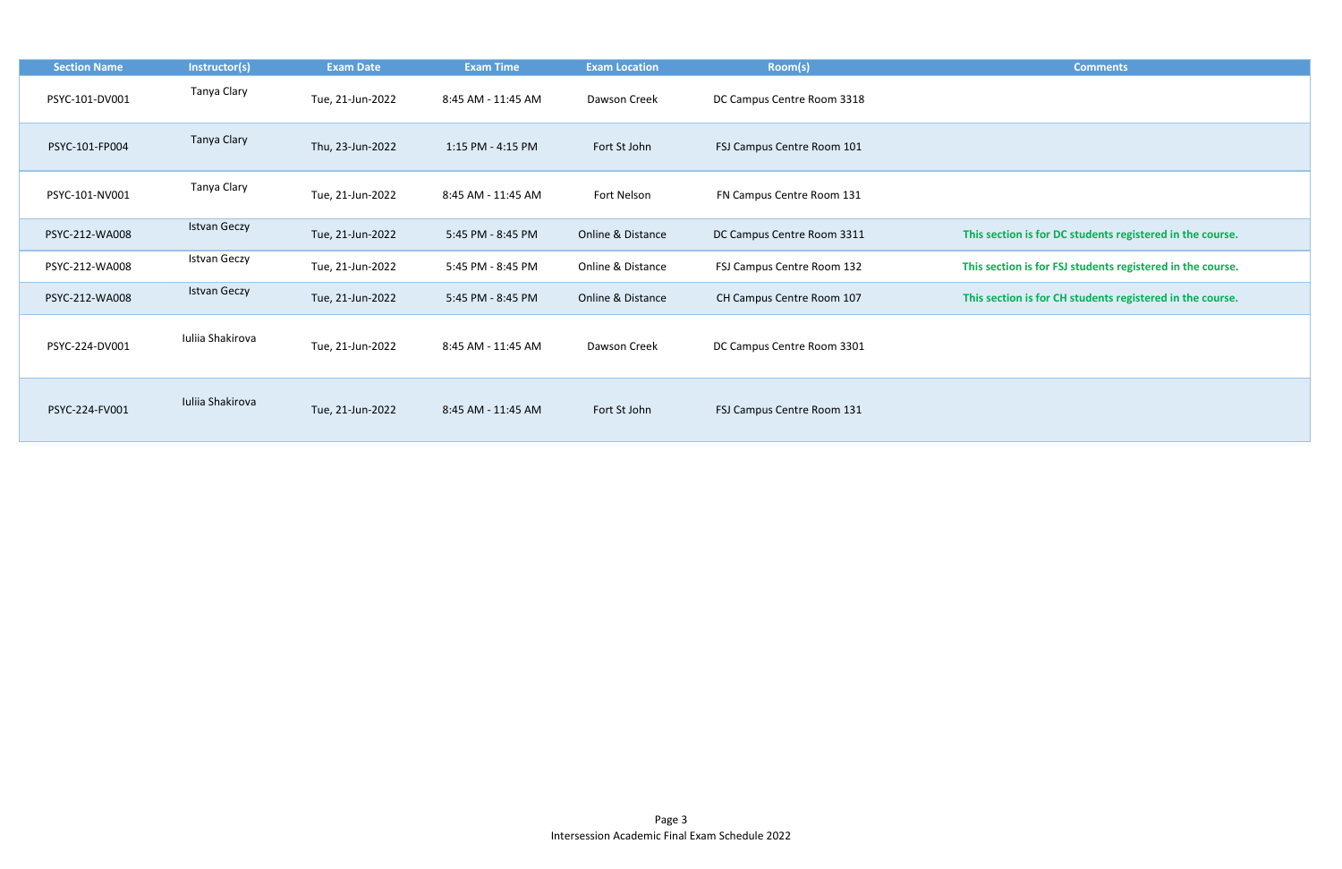| Section Name | Instructor(s) | Exam Date | Exam Time | Exam Location | Room(s) | Comments |
|---|---|---|---|---|---|---|
| PSYC-101-DV001 | Tanya Clary | Tue, 21-Jun-2022 | 8:45 AM - 11:45 AM | Dawson Creek | DC Campus Centre Room 3318 | |
| PSYC-101-FP004 | Tanya Clary | Thu, 23-Jun-2022 | 1:15 PM - 4:15 PM | Fort St John | FSJ Campus Centre Room 101 | |
| PSYC-101-NV001 | Tanya Clary | Tue, 21-Jun-2022 | 8:45 AM - 11:45 AM | Fort Nelson | FN Campus Centre Room 131 | |
| PSYC-212-WA008 | Istvan Geczy | Tue, 21-Jun-2022 | 5:45 PM - 8:45 PM | Online & Distance | DC Campus Centre Room 3311 | **This section is for DC students registered in the course.** |
| PSYC-212-WA008 | Istvan Geczy | Tue, 21-Jun-2022 | 5:45 PM - 8:45 PM | Online & Distance | FSJ Campus Centre Room 132 | **This section is for FSJ students registered in the course.** |
| PSYC-212-WA008 | Istvan Geczy | Tue, 21-Jun-2022 | 5:45 PM - 8:45 PM | Online & Distance | CH Campus Centre Room 107 | **This section is for CH students registered in the course.** |
| PSYC-224-DV001 | Iuliia Shakirova | Tue, 21-Jun-2022 | 8:45 AM - 11:45 AM | Dawson Creek | DC Campus Centre Room 3301 | |
| PSYC-224-FV001 | Iuliia Shakirova | Tue, 21-Jun-2022 | 8:45 AM - 11:45 AM | Fort St John | FSJ Campus Centre Room 131 | |